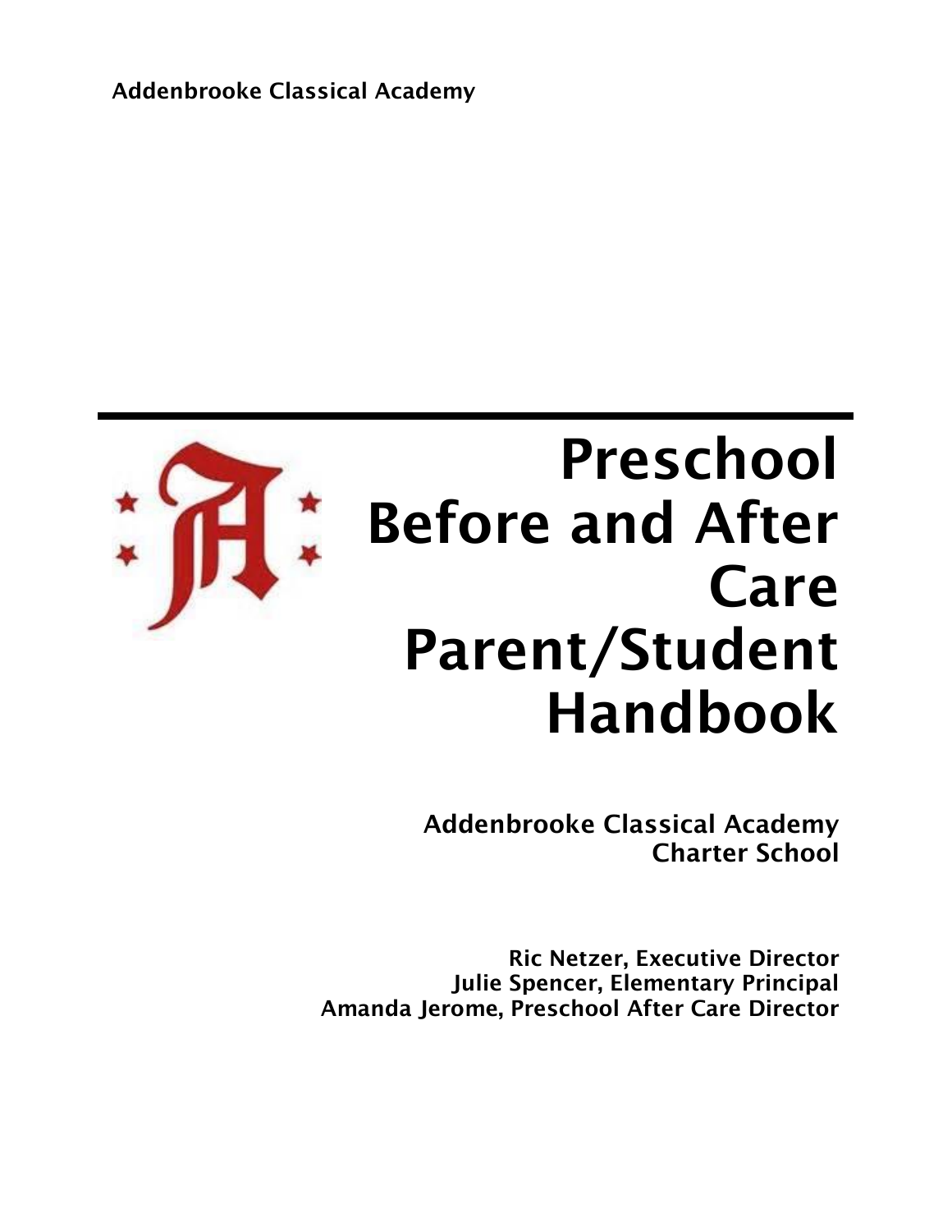Addenbrooke Classical Academy

# Preschool Before and After Care Parent/Student Handbook

**Addenbrooke Classical Academy Charter School**

**Ric Netzer, Executive Director**
**Julie Spencer, Elementary Principal**
**Amanda Jerome, Preschool After Care Director**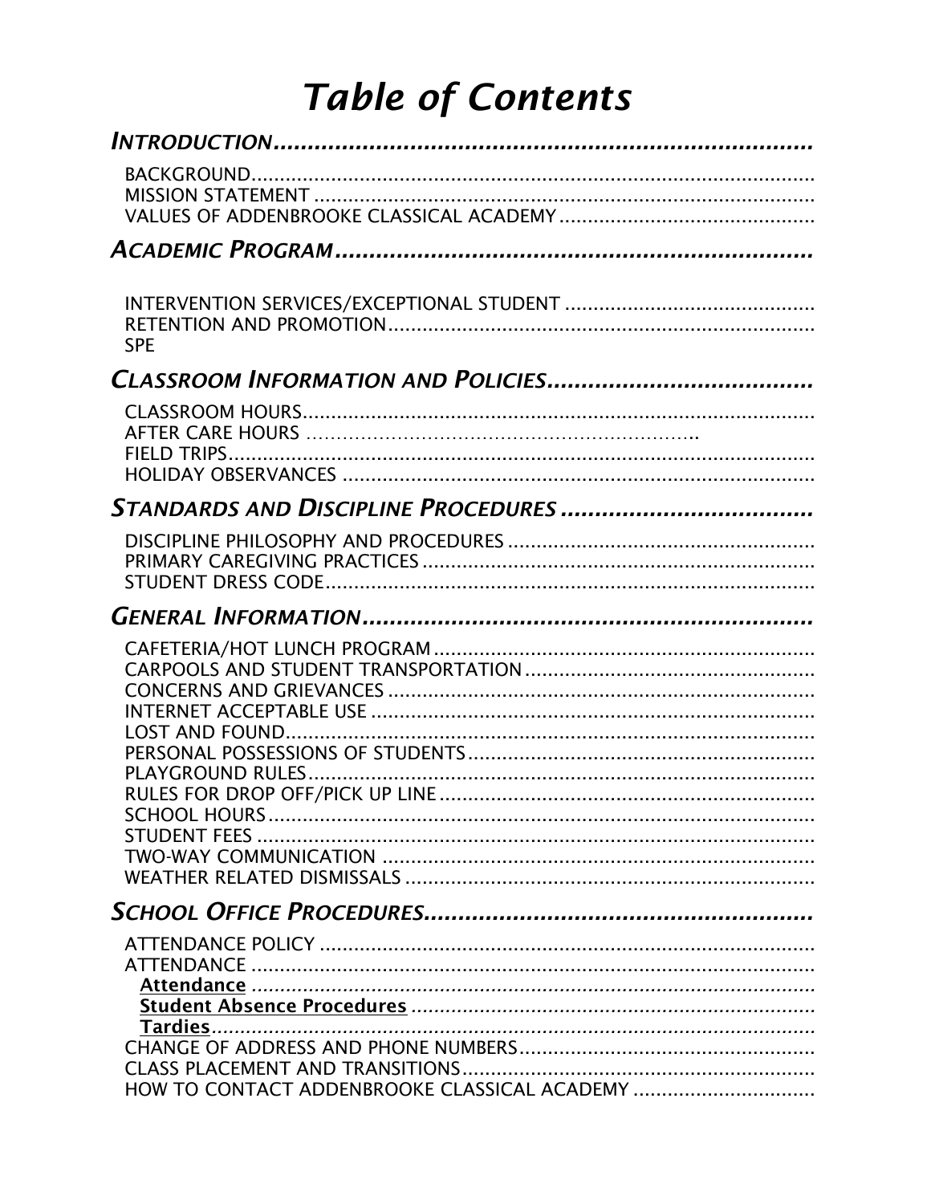# *Table of Contents*

## *INTRODUCTION*

- BACKGROUND
- MISSION STATEMENT
- VALUES OF ADDENBROOKE CLASSICAL ACADEMY

## *ACADEMIC PROGRAM*

- INTERVENTION SERVICES/EXCEPTIONAL STUDENT
- RETENTION AND PROMOTION
- SPE

## *CLASSROOM INFORMATION AND POLICIES*

- CLASSROOM HOURS
- AFTER CARE HOURS
- FIELD TRIPS
- HOLIDAY OBSERVANCES

## *STANDARDS AND DISCIPLINE PROCEDURES*

- DISCIPLINE PHILOSOPHY AND PROCEDURES
- PRIMARY CAREGIVING PRACTICES
- STUDENT DRESS CODE

## *GENERAL INFORMATION*

- CAFETERIA/HOT LUNCH PROGRAM
- CARPOOLS AND STUDENT TRANSPORTATION
- CONCERNS AND GRIEVANCES
- INTERNET ACCEPTABLE USE
- LOST AND FOUND
- PERSONAL POSSESSIONS OF STUDENTS
- PLAYGROUND RULES
- RULES FOR DROP OFF/PICK UP LINE
- SCHOOL HOURS
- STUDENT FEES
- TWO-WAY COMMUNICATION
- WEATHER RELATED DISMISSALS

## *SCHOOL OFFICE PROCEDURES*

- ATTENDANCE POLICY
- ATTENDANCE
  - **Attendance**
  - **Student Absence Procedures**
  - **Tardies**
- CHANGE OF ADDRESS AND PHONE NUMBERS
- CLASS PLACEMENT AND TRANSITIONS
- HOW TO CONTACT ADDENBROOKE CLASSICAL ACADEMY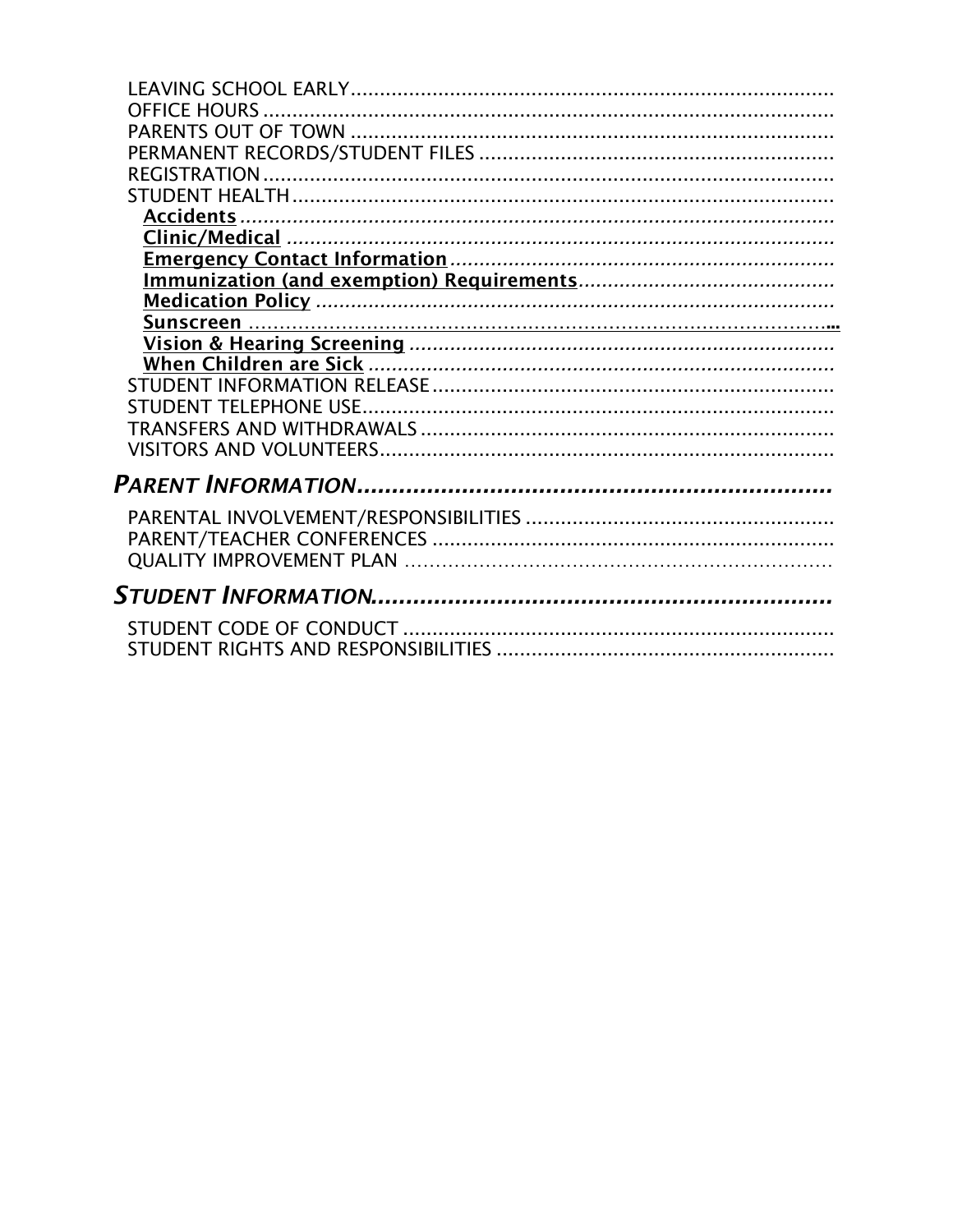LEAVING SCHOOL EARLY....................................................................................
OFFICE HOURS ...................................................................................................
PARENTS OUT OF TOWN ....................................................................................
PERMANENT RECORDS/STUDENT FILES .............................................................
REGISTRATION...................................................................................................
STUDENT HEALTH..............................................................................................
- **Accidents** .......................................................................................................
- **Clinic/Medical** ...............................................................................................
- **Emergency Contact Information** ..................................................................
- **Immunization (and exemption) Requirements**............................................
- **Medication Policy** ..........................................................................................
- **Sunscreen** ........................................................................................................
- **Vision & Hearing Screening** ..........................................................................
- **When Children are Sick** .................................................................................

STUDENT INFORMATION RELEASE.....................................................................
STUDENT TELEPHONE USE..................................................................................
TRANSFERS AND WITHDRAWALS .......................................................................
VISITORS AND VOLUNTEERS..............................................................................

## *PARENT INFORMATION*...................................................................

PARENTAL INVOLVEMENT/RESPONSIBILITIES .....................................................
PARENT/TEACHER CONFERENCES .....................................................................
QUALITY IMPROVEMENT PLAN ........................................................................

## *STUDENT INFORMATION*..................................................................

STUDENT CODE OF CONDUCT ..........................................................................
STUDENT RIGHTS AND RESPONSIBILITIES ...........................................................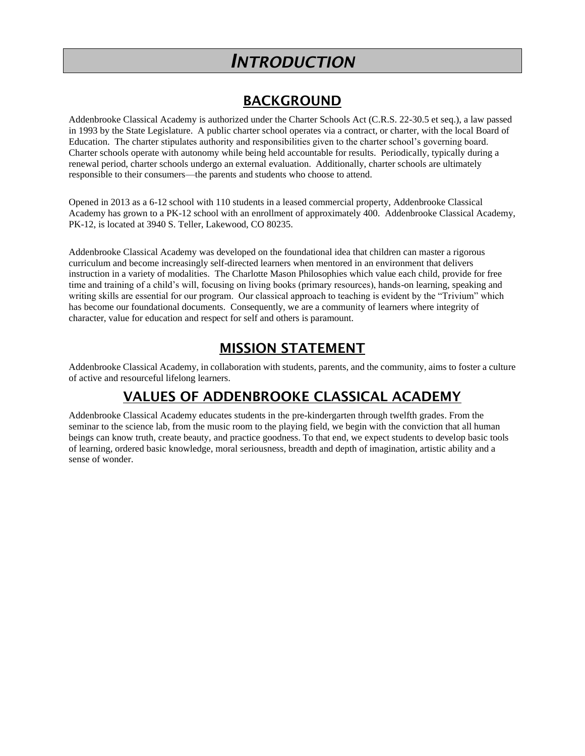# *INTRODUCTION*

## BACKGROUND

Addenbrooke Classical Academy is authorized under the Charter Schools Act (C.R.S. 22-30.5 et seq.), a law passed in 1993 by the State Legislature. A public charter school operates via a contract, or charter, with the local Board of Education. The charter stipulates authority and responsibilities given to the charter school's governing board. Charter schools operate with autonomy while being held accountable for results. Periodically, typically during a renewal period, charter schools undergo an external evaluation. Additionally, charter schools are ultimately responsible to their consumers—the parents and students who choose to attend.

Opened in 2013 as a 6-12 school with 110 students in a leased commercial property, Addenbrooke Classical Academy has grown to a PK-12 school with an enrollment of approximately 400. Addenbrooke Classical Academy, PK-12, is located at 3940 S. Teller, Lakewood, CO 80235.

Addenbrooke Classical Academy was developed on the foundational idea that children can master a rigorous curriculum and become increasingly self-directed learners when mentored in an environment that delivers instruction in a variety of modalities. The Charlotte Mason Philosophies which value each child, provide for free time and training of a child's will, focusing on living books (primary resources), hands-on learning, speaking and writing skills are essential for our program. Our classical approach to teaching is evident by the "Trivium" which has become our foundational documents. Consequently, we are a community of learners where integrity of character, value for education and respect for self and others is paramount.

## MISSION STATEMENT

Addenbrooke Classical Academy, in collaboration with students, parents, and the community, aims to foster a culture of active and resourceful lifelong learners.

## VALUES OF ADDENBROOKE CLASSICAL ACADEMY

Addenbrooke Classical Academy educates students in the pre-kindergarten through twelfth grades. From the seminar to the science lab, from the music room to the playing field, we begin with the conviction that all human beings can know truth, create beauty, and practice goodness. To that end, we expect students to develop basic tools of learning, ordered basic knowledge, moral seriousness, breadth and depth of imagination, artistic ability and a sense of wonder.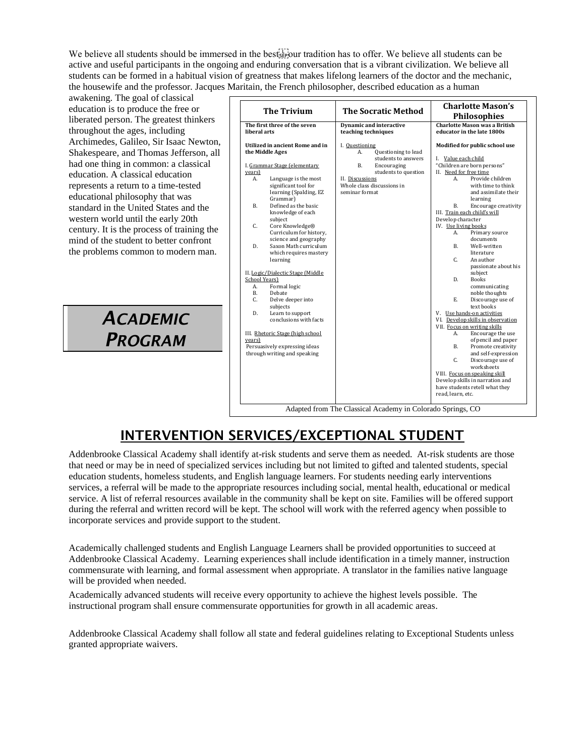We believe all students should be immersed in the best our tradition has to offer. We believe all students can be active and useful participants in the ongoing and enduring conversation that is a vibrant civilization. We believe all students can be formed in a habitual vision of greatness that makes lifelong learners of the doctor and the mechanic, the housewife and the professor. Jacques Maritain, the French philosopher, described education as a human awakening. The goal of classical education is to produce the free or liberated person. The greatest thinkers throughout the ages, including Archimedes, Galileo, Sir Isaac Newton, Shakespeare, and Thomas Jefferson, all had one thing in common: a classical education. A classical education represents a return to a time-tested educational philosophy that was standard in the United States and the western world until the early 20th century. It is the process of training the mind of the student to better confront the problems common to modern man.

## *ACADEMIC PROGRAM*

| The Trivium | The Socratic Method | Charlotte Mason's Philosophies |
|---|---|---|
| **The first three of the seven liberal arts**<br><br>**Utilized in ancient Rome and in the Middle Ages**<br><br>I. Grammar Stage (elementary years)<br>A. Language is the most significant tool for learning (Spalding, EZ Grammar)<br>B. Defined as the basic knowledge of each subject<br>C. Core Knowledge® Curriculum for history, science and geography<br>D. Saxon Math curriculum which requires mastery learning<br><br>II. Logic/Dialectic Stage (Middle School Years)<br>A. Formal logic<br>B. Debate<br>C. Delve deeper into subjects<br>D. Learn to support conclusions with facts<br><br>III. Rhetoric Stage (high school years)<br>Persuasively expressing ideas through writing and speaking | **Dynamic and interactive teaching techniques**<br><br>I. Questioning<br>A. Questioning to lead students to answers<br>B. Encouraging students to question<br>II. Discussions<br>Whole class discussions in seminar format | **Charlotte Mason was a British educator in the late 1800s**<br><br>**Modified for public school use**<br><br>I. Value each child<br>"Children are born persons"<br>II. Need for free time<br>A. Provide children with time to think and assimilate their learning<br>B. Encourage creativity<br>III. Train each child's will<br>Develop character<br>IV. Use living books<br>A. Primary source documents<br>B. Well-written literature<br>C. An author passionate about his subject<br>D. Books communicating noble thoughts<br>E. Discourage use of text books<br>V. Use hands-on activities<br>VI. Develop skills in observation<br>VII. Focus on writing skills<br>A. Encourage the use of pencil and paper<br>B. Promote creativity and self-expression<br>C. Discourage use of worksheets<br>VIII. Focus on speaking skill<br>Develop skills in narration and have students retell what they read, learn, etc. |

Adapted from The Classical Academy in Colorado Springs, CO

## INTERVENTION SERVICES/EXCEPTIONAL STUDENT

Addenbrooke Classical Academy shall identify at-risk students and serve them as needed. At-risk students are those that need or may be in need of specialized services including but not limited to gifted and talented students, special education students, homeless students, and English language learners. For students needing early interventions services, a referral will be made to the appropriate resources including social, mental health, educational or medical service. A list of referral resources available in the community shall be kept on site. Families will be offered support during the referral and written record will be kept. The school will work with the referred agency when possible to incorporate services and provide support to the student.

Academically challenged students and English Language Learners shall be provided opportunities to succeed at Addenbrooke Classical Academy. Learning experiences shall include identification in a timely manner, instruction commensurate with learning, and formal assessment when appropriate. A translator in the families native language will be provided when needed.

Academically advanced students will receive every opportunity to achieve the highest levels possible. The instructional program shall ensure commensurate opportunities for growth in all academic areas.

Addenbrooke Classical Academy shall follow all state and federal guidelines relating to Exceptional Students unless granted appropriate waivers.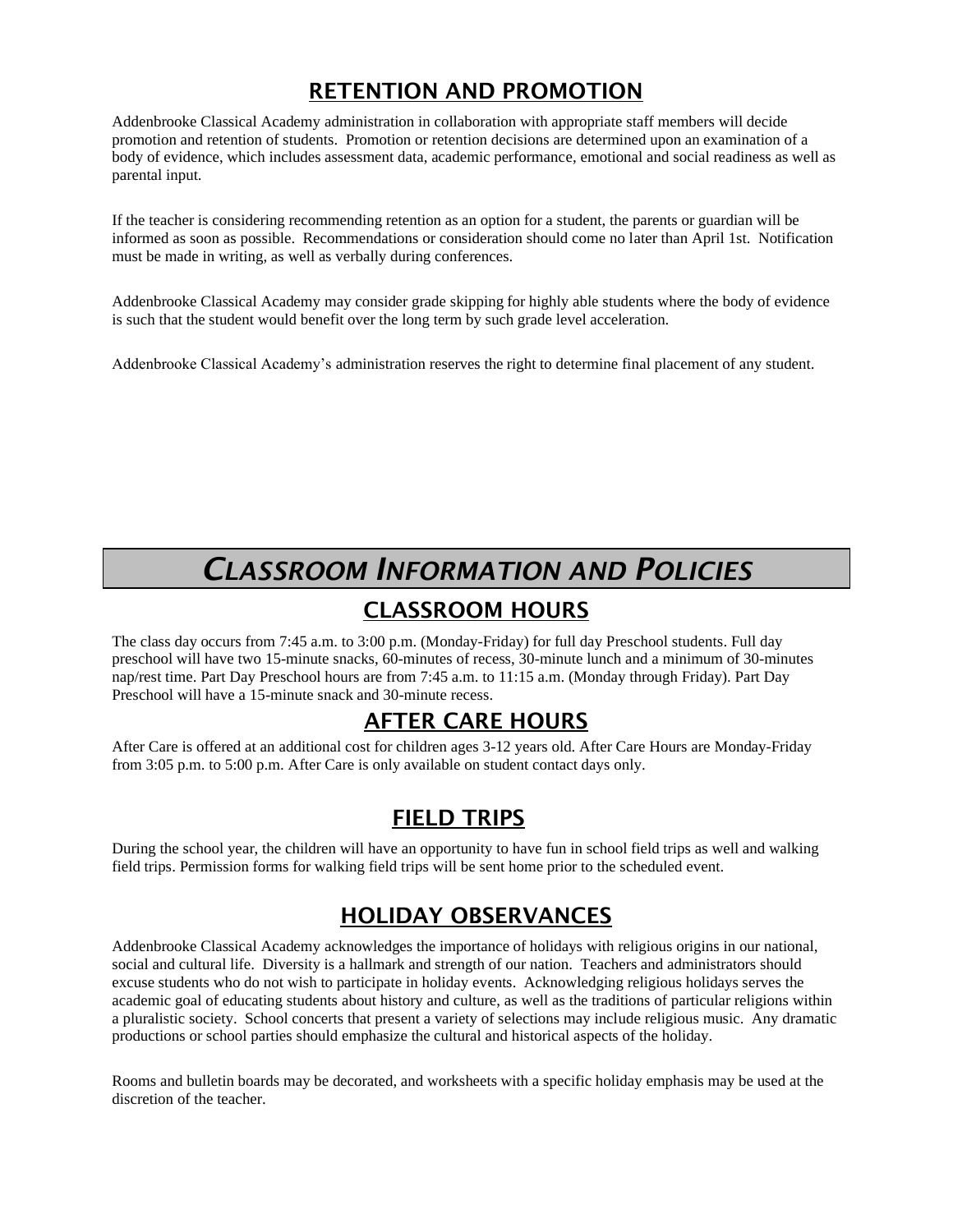## RETENTION AND PROMOTION

Addenbrooke Classical Academy administration in collaboration with appropriate staff members will decide promotion and retention of students. Promotion or retention decisions are determined upon an examination of a body of evidence, which includes assessment data, academic performance, emotional and social readiness as well as parental input.

If the teacher is considering recommending retention as an option for a student, the parents or guardian will be informed as soon as possible. Recommendations or consideration should come no later than April 1st. Notification must be made in writing, as well as verbally during conferences.

Addenbrooke Classical Academy may consider grade skipping for highly able students where the body of evidence is such that the student would benefit over the long term by such grade level acceleration.

Addenbrooke Classical Academy's administration reserves the right to determine final placement of any student.

# *CLASSROOM INFORMATION AND POLICIES*

## CLASSROOM HOURS

The class day occurs from 7:45 a.m. to 3:00 p.m. (Monday-Friday) for full day Preschool students. Full day preschool will have two 15-minute snacks, 60-minutes of recess, 30-minute lunch and a minimum of 30-minutes nap/rest time. Part Day Preschool hours are from 7:45 a.m. to 11:15 a.m. (Monday through Friday). Part Day Preschool will have a 15-minute snack and 30-minute recess.

## AFTER CARE HOURS

After Care is offered at an additional cost for children ages 3-12 years old. After Care Hours are Monday-Friday from 3:05 p.m. to 5:00 p.m. After Care is only available on student contact days only.

## FIELD TRIPS

During the school year, the children will have an opportunity to have fun in school field trips as well and walking field trips. Permission forms for walking field trips will be sent home prior to the scheduled event.

## HOLIDAY OBSERVANCES

Addenbrooke Classical Academy acknowledges the importance of holidays with religious origins in our national, social and cultural life. Diversity is a hallmark and strength of our nation. Teachers and administrators should excuse students who do not wish to participate in holiday events. Acknowledging religious holidays serves the academic goal of educating students about history and culture, as well as the traditions of particular religions within a pluralistic society. School concerts that present a variety of selections may include religious music. Any dramatic productions or school parties should emphasize the cultural and historical aspects of the holiday.

Rooms and bulletin boards may be decorated, and worksheets with a specific holiday emphasis may be used at the discretion of the teacher.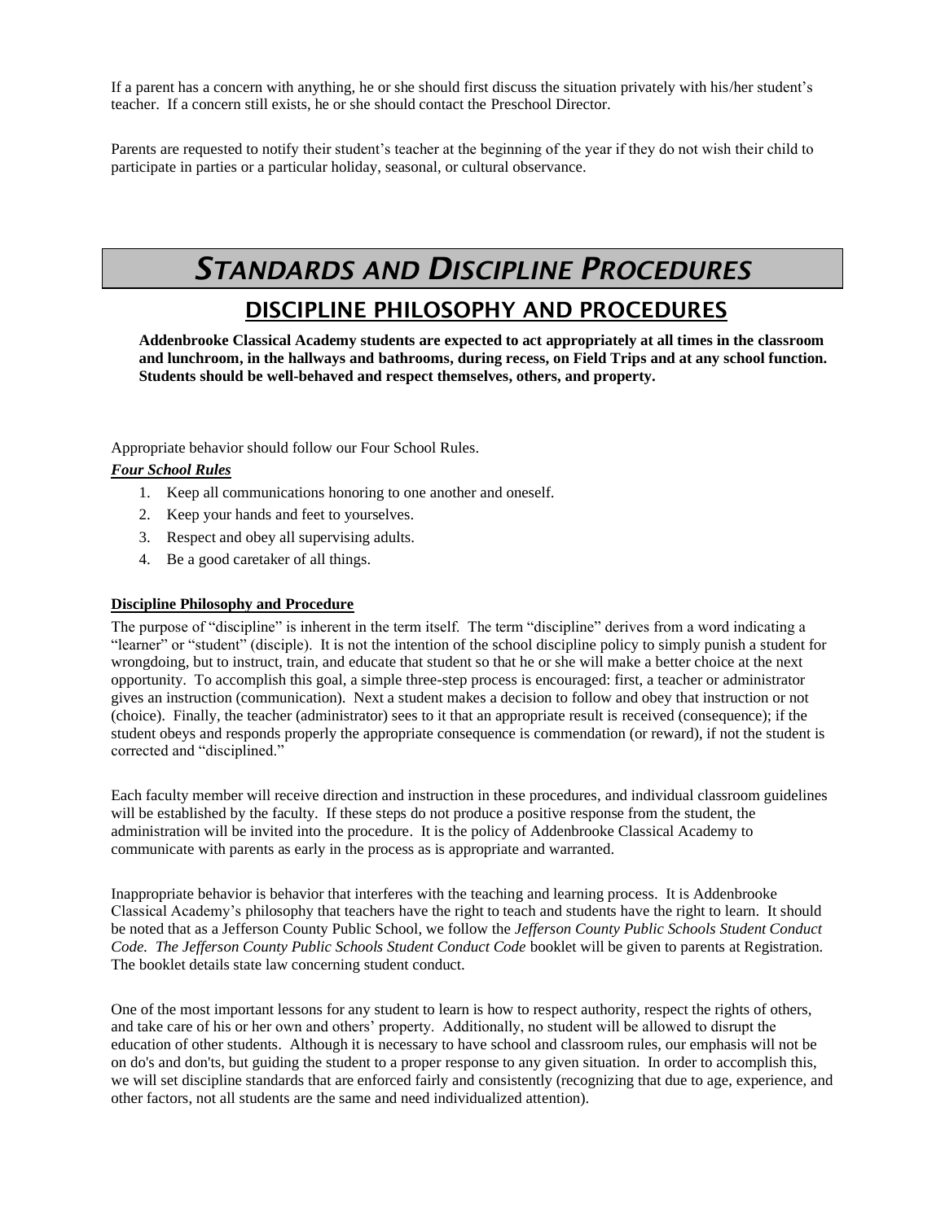If a parent has a concern with anything, he or she should first discuss the situation privately with his/her student's teacher. If a concern still exists, he or she should contact the Preschool Director.

Parents are requested to notify their student's teacher at the beginning of the year if they do not wish their child to participate in parties or a particular holiday, seasonal, or cultural observance.

# *STANDARDS AND DISCIPLINE PROCEDURES*

## DISCIPLINE PHILOSOPHY AND PROCEDURES

**Addenbrooke Classical Academy students are expected to act appropriately at all times in the classroom and lunchroom, in the hallways and bathrooms, during recess, on Field Trips and at any school function. Students should be well-behaved and respect themselves, others, and property.**

Appropriate behavior should follow our Four School Rules.

***Four School Rules***

1. Keep all communications honoring to one another and oneself.
2. Keep your hands and feet to yourselves.
3. Respect and obey all supervising adults.
4. Be a good caretaker of all things.

**Discipline Philosophy and Procedure**

The purpose of "discipline" is inherent in the term itself. The term "discipline" derives from a word indicating a "learner" or "student" (disciple). It is not the intention of the school discipline policy to simply punish a student for wrongdoing, but to instruct, train, and educate that student so that he or she will make a better choice at the next opportunity. To accomplish this goal, a simple three-step process is encouraged: first, a teacher or administrator gives an instruction (communication). Next a student makes a decision to follow and obey that instruction or not (choice). Finally, the teacher (administrator) sees to it that an appropriate result is received (consequence); if the student obeys and responds properly the appropriate consequence is commendation (or reward), if not the student is corrected and "disciplined."

Each faculty member will receive direction and instruction in these procedures, and individual classroom guidelines will be established by the faculty. If these steps do not produce a positive response from the student, the administration will be invited into the procedure. It is the policy of Addenbrooke Classical Academy to communicate with parents as early in the process as is appropriate and warranted.

Inappropriate behavior is behavior that interferes with the teaching and learning process. It is Addenbrooke Classical Academy's philosophy that teachers have the right to teach and students have the right to learn. It should be noted that as a Jefferson County Public School, we follow the *Jefferson County Public Schools Student Conduct Code. The Jefferson County Public Schools Student Conduct Code* booklet will be given to parents at Registration. The booklet details state law concerning student conduct.

One of the most important lessons for any student to learn is how to respect authority, respect the rights of others, and take care of his or her own and others' property. Additionally, no student will be allowed to disrupt the education of other students. Although it is necessary to have school and classroom rules, our emphasis will not be on do's and don'ts, but guiding the student to a proper response to any given situation. In order to accomplish this, we will set discipline standards that are enforced fairly and consistently (recognizing that due to age, experience, and other factors, not all students are the same and need individualized attention).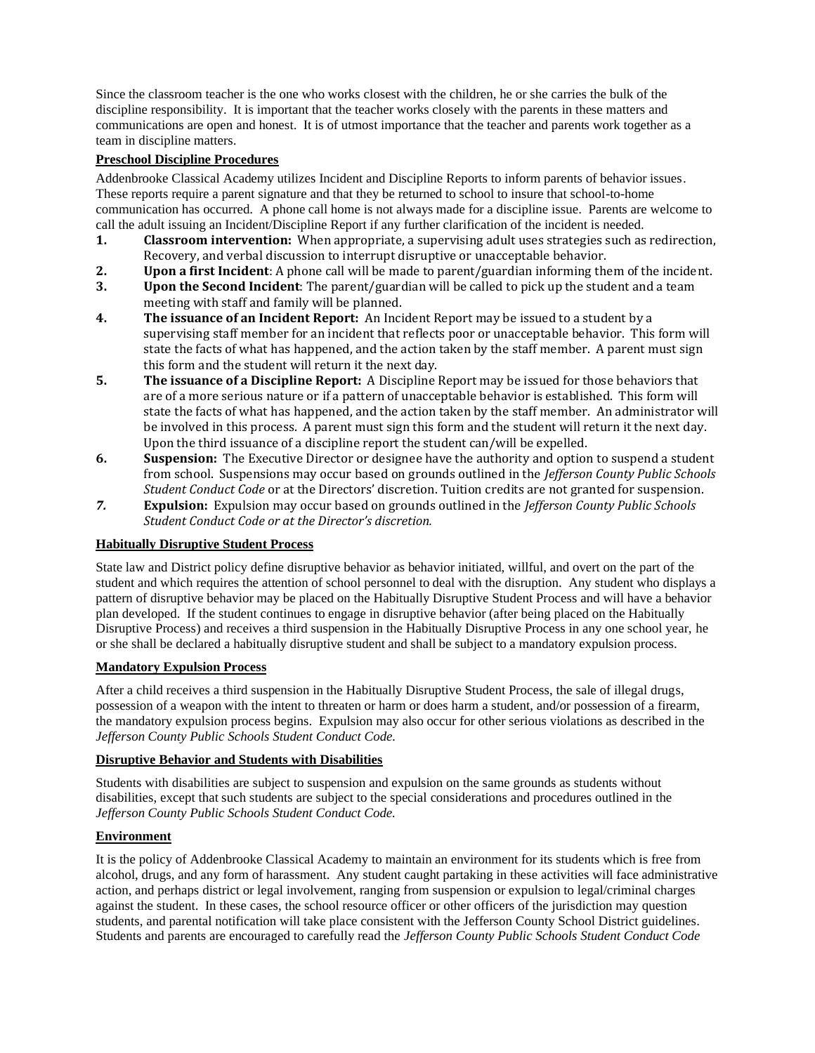Since the classroom teacher is the one who works closest with the children, he or she carries the bulk of the discipline responsibility. It is important that the teacher works closely with the parents in these matters and communications are open and honest. It is of utmost importance that the teacher and parents work together as a team in discipline matters.

**Preschool Discipline Procedures**

Addenbrooke Classical Academy utilizes Incident and Discipline Reports to inform parents of behavior issues. These reports require a parent signature and that they be returned to school to insure that school-to-home communication has occurred. A phone call home is not always made for a discipline issue. Parents are welcome to call the adult issuing an Incident/Discipline Report if any further clarification of the incident is needed.

1. **Classroom intervention:** When appropriate, a supervising adult uses strategies such as redirection, Recovery, and verbal discussion to interrupt disruptive or unacceptable behavior.
2. **Upon a first Incident**: A phone call will be made to parent/guardian informing them of the incident.
3. **Upon the Second Incident**: The parent/guardian will be called to pick up the student and a team meeting with staff and family will be planned.
4. **The issuance of an Incident Report:** An Incident Report may be issued to a student by a supervising staff member for an incident that reflects poor or unacceptable behavior. This form will state the facts of what has happened, and the action taken by the staff member. A parent must sign this form and the student will return it the next day.
5. **The issuance of a Discipline Report:** A Discipline Report may be issued for those behaviors that are of a more serious nature or if a pattern of unacceptable behavior is established. This form will state the facts of what has happened, and the action taken by the staff member. An administrator will be involved in this process. A parent must sign this form and the student will return it the next day. Upon the third issuance of a discipline report the student can/will be expelled.
6. **Suspension:** The Executive Director or designee have the authority and option to suspend a student from school. Suspensions may occur based on grounds outlined in the *Jefferson County Public Schools Student Conduct Code* or at the Directors' discretion. Tuition credits are not granted for suspension.
7. **Expulsion:** Expulsion may occur based on grounds outlined in the *Jefferson County Public Schools Student Conduct Code or at the Director's discretion.*

**Habitually Disruptive Student Process**

State law and District policy define disruptive behavior as behavior initiated, willful, and overt on the part of the student and which requires the attention of school personnel to deal with the disruption. Any student who displays a pattern of disruptive behavior may be placed on the Habitually Disruptive Student Process and will have a behavior plan developed. If the student continues to engage in disruptive behavior (after being placed on the Habitually Disruptive Process) and receives a third suspension in the Habitually Disruptive Process in any one school year, he or she shall be declared a habitually disruptive student and shall be subject to a mandatory expulsion process.

**Mandatory Expulsion Process**

After a child receives a third suspension in the Habitually Disruptive Student Process, the sale of illegal drugs, possession of a weapon with the intent to threaten or harm or does harm a student, and/or possession of a firearm, the mandatory expulsion process begins. Expulsion may also occur for other serious violations as described in the *Jefferson County Public Schools Student Conduct Code.*

**Disruptive Behavior and Students with Disabilities**

Students with disabilities are subject to suspension and expulsion on the same grounds as students without disabilities, except that such students are subject to the special considerations and procedures outlined in the *Jefferson County Public Schools Student Conduct Code.*

**Environment**

It is the policy of Addenbrooke Classical Academy to maintain an environment for its students which is free from alcohol, drugs, and any form of harassment. Any student caught partaking in these activities will face administrative action, and perhaps district or legal involvement, ranging from suspension or expulsion to legal/criminal charges against the student. In these cases, the school resource officer or other officers of the jurisdiction may question students, and parental notification will take place consistent with the Jefferson County School District guidelines. Students and parents are encouraged to carefully read the *Jefferson County Public Schools Student Conduct Code*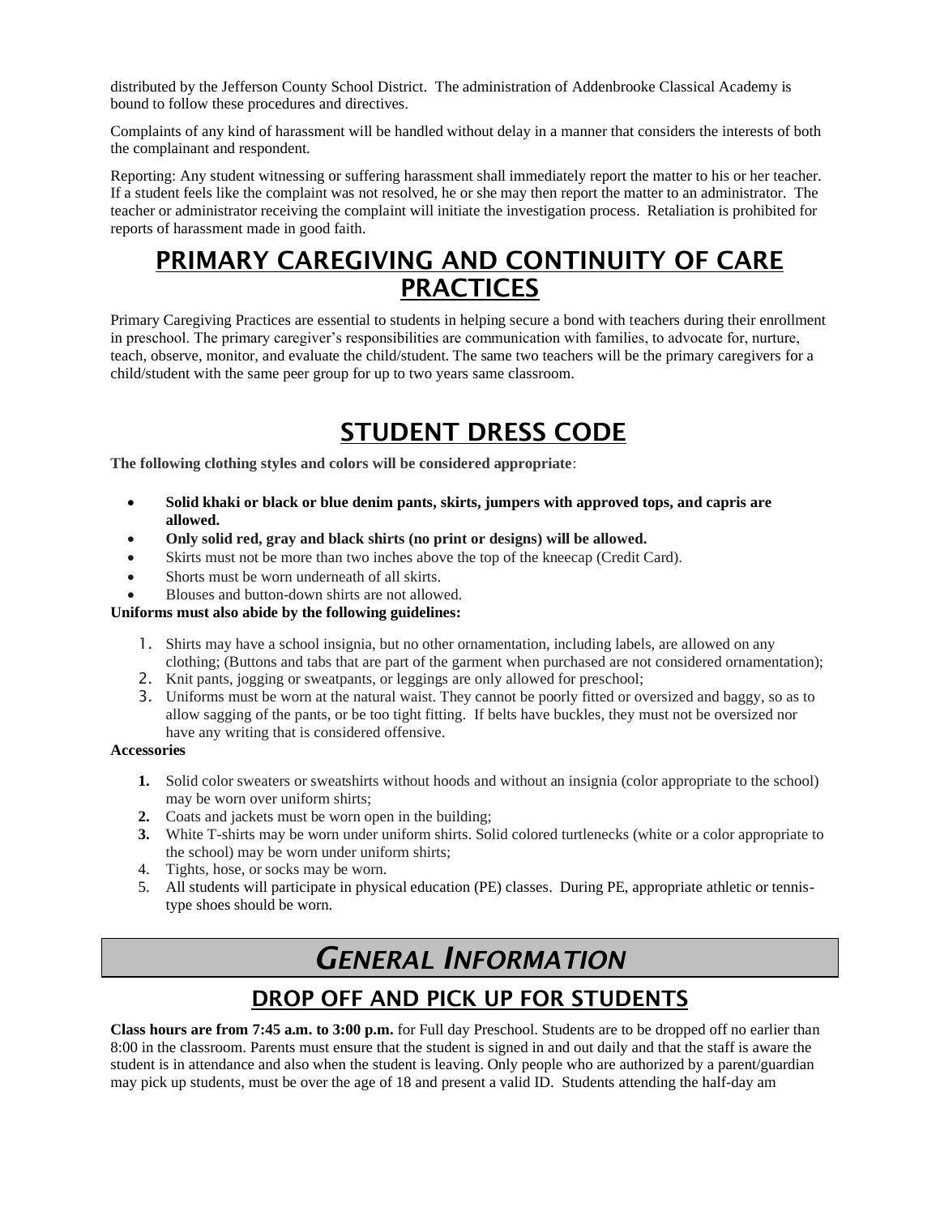distributed by the Jefferson County School District. The administration of Addenbrooke Classical Academy is bound to follow these procedures and directives.

Complaints of any kind of harassment will be handled without delay in a manner that considers the interests of both the complainant and respondent.

Reporting: Any student witnessing or suffering harassment shall immediately report the matter to his or her teacher. If a student feels like the complaint was not resolved, he or she may then report the matter to an administrator. The teacher or administrator receiving the complaint will initiate the investigation process. Retaliation is prohibited for reports of harassment made in good faith.

## PRIMARY CAREGIVING AND CONTINUITY OF CARE PRACTICES

Primary Caregiving Practices are essential to students in helping secure a bond with teachers during their enrollment in preschool. The primary caregiver's responsibilities are communication with families, to advocate for, nurture, teach, observe, monitor, and evaluate the child/student. The same two teachers will be the primary caregivers for a child/student with the same peer group for up to two years same classroom.

## STUDENT DRESS CODE

**The following clothing styles and colors will be considered appropriate**:

- **Solid khaki or black or blue denim pants, skirts, jumpers with approved tops, and capris are allowed.**
- **Only solid red, gray and black shirts (no print or designs) will be allowed.**
- Skirts must not be more than two inches above the top of the kneecap (Credit Card).
- Shorts must be worn underneath of all skirts.
- Blouses and button-down shirts are not allowed.

**Uniforms must also abide by the following guidelines:**

1. Shirts may have a school insignia, but no other ornamentation, including labels, are allowed on any clothing; (Buttons and tabs that are part of the garment when purchased are not considered ornamentation);
2. Knit pants, jogging or sweatpants, or leggings are only allowed for preschool;
3. Uniforms must be worn at the natural waist. They cannot be poorly fitted or oversized and baggy, so as to allow sagging of the pants, or be too tight fitting. If belts have buckles, they must not be oversized nor have any writing that is considered offensive.

**Accessories**

1. Solid color sweaters or sweatshirts without hoods and without an insignia (color appropriate to the school) may be worn over uniform shirts;
2. Coats and jackets must be worn open in the building;
3. White T-shirts may be worn under uniform shirts. Solid colored turtlenecks (white or a color appropriate to the school) may be worn under uniform shirts;
4. Tights, hose, or socks may be worn.
5. All students will participate in physical education (PE) classes. During PE, appropriate athletic or tennis-type shoes should be worn.

# *GENERAL INFORMATION*

## DROP OFF AND PICK UP FOR STUDENTS

**Class hours are from 7:45 a.m. to 3:00 p.m.** for Full day Preschool. Students are to be dropped off no earlier than 8:00 in the classroom. Parents must ensure that the student is signed in and out daily and that the staff is aware the student is in attendance and also when the student is leaving. Only people who are authorized by a parent/guardian may pick up students, must be over the age of 18 and present a valid ID. Students attending the half-day am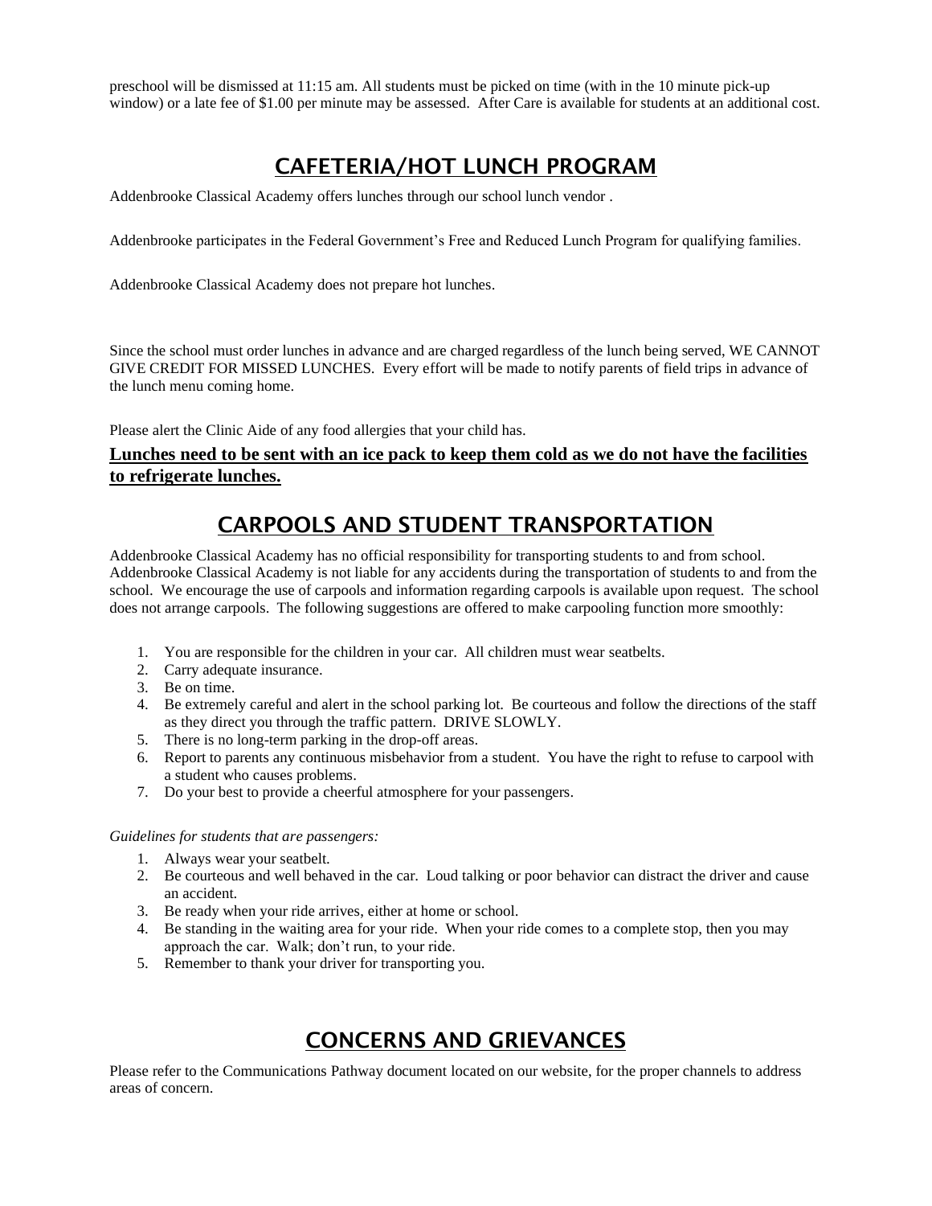preschool will be dismissed at 11:15 am. All students must be picked on time (with in the 10 minute pick-up window) or a late fee of $1.00 per minute may be assessed. After Care is available for students at an additional cost.

## CAFETERIA/HOT LUNCH PROGRAM

Addenbrooke Classical Academy offers lunches through our school lunch vendor .

Addenbrooke participates in the Federal Government's Free and Reduced Lunch Program for qualifying families.

Addenbrooke Classical Academy does not prepare hot lunches.

Since the school must order lunches in advance and are charged regardless of the lunch being served, WE CANNOT GIVE CREDIT FOR MISSED LUNCHES. Every effort will be made to notify parents of field trips in advance of the lunch menu coming home.

Please alert the Clinic Aide of any food allergies that your child has.

**Lunches need to be sent with an ice pack to keep them cold as we do not have the facilities to refrigerate lunches.**

## CARPOOLS AND STUDENT TRANSPORTATION

Addenbrooke Classical Academy has no official responsibility for transporting students to and from school. Addenbrooke Classical Academy is not liable for any accidents during the transportation of students to and from the school. We encourage the use of carpools and information regarding carpools is available upon request. The school does not arrange carpools. The following suggestions are offered to make carpooling function more smoothly:

1. You are responsible for the children in your car. All children must wear seatbelts.
2. Carry adequate insurance.
3. Be on time.
4. Be extremely careful and alert in the school parking lot. Be courteous and follow the directions of the staff as they direct you through the traffic pattern. DRIVE SLOWLY.
5. There is no long-term parking in the drop-off areas.
6. Report to parents any continuous misbehavior from a student. You have the right to refuse to carpool with a student who causes problems.
7. Do your best to provide a cheerful atmosphere for your passengers.

*Guidelines for students that are passengers:*

1. Always wear your seatbelt.
2. Be courteous and well behaved in the car. Loud talking or poor behavior can distract the driver and cause an accident.
3. Be ready when your ride arrives, either at home or school.
4. Be standing in the waiting area for your ride. When your ride comes to a complete stop, then you may approach the car. Walk; don't run, to your ride.
5. Remember to thank your driver for transporting you.

## CONCERNS AND GRIEVANCES

Please refer to the Communications Pathway document located on our website, for the proper channels to address areas of concern.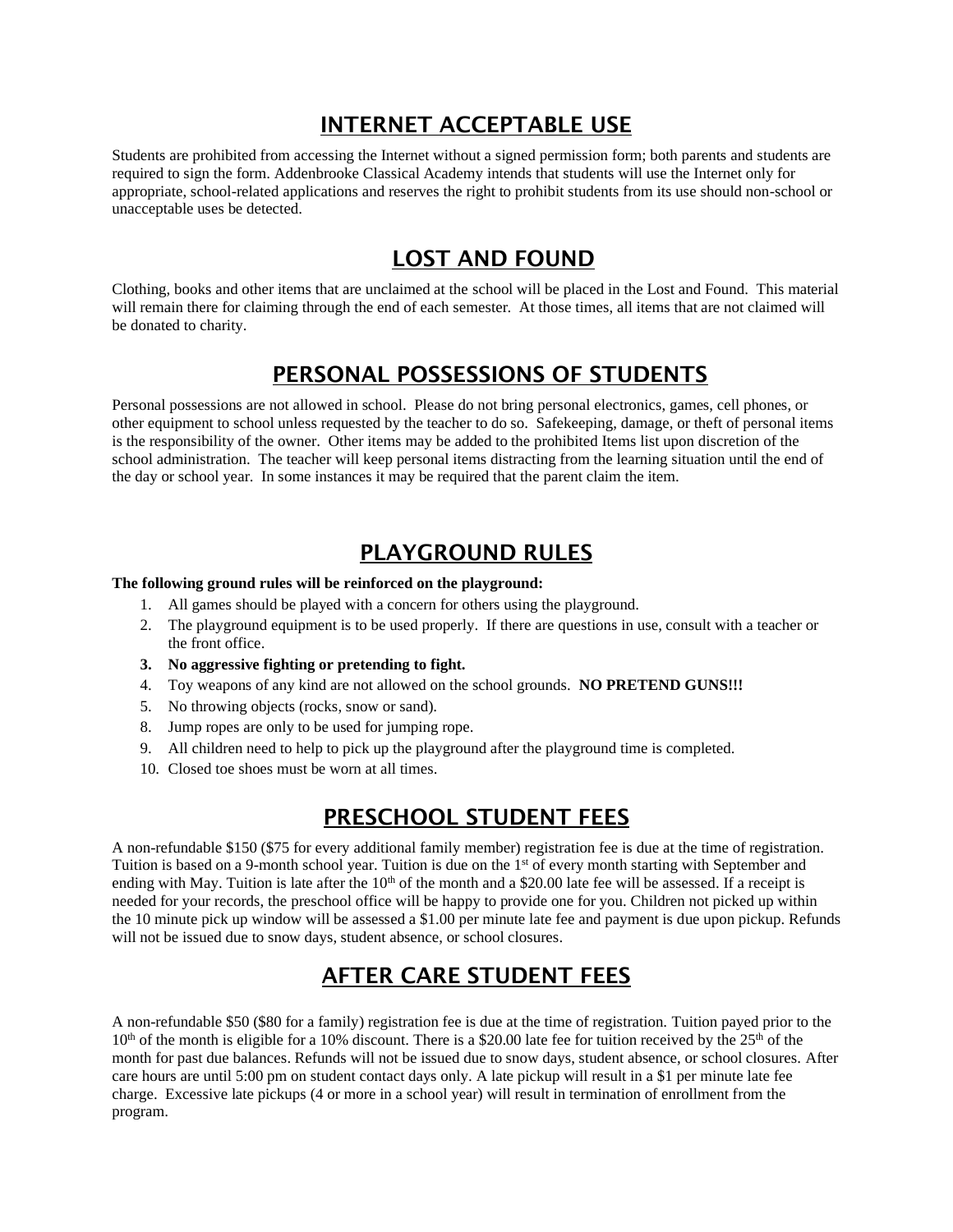# INTERNET ACCEPTABLE USE

Students are prohibited from accessing the Internet without a signed permission form; both parents and students are required to sign the form. Addenbrooke Classical Academy intends that students will use the Internet only for appropriate, school-related applications and reserves the right to prohibit students from its use should non-school or unacceptable uses be detected.

# LOST AND FOUND

Clothing, books and other items that are unclaimed at the school will be placed in the Lost and Found. This material will remain there for claiming through the end of each semester. At those times, all items that are not claimed will be donated to charity.

# PERSONAL POSSESSIONS OF STUDENTS

Personal possessions are not allowed in school. Please do not bring personal electronics, games, cell phones, or other equipment to school unless requested by the teacher to do so. Safekeeping, damage, or theft of personal items is the responsibility of the owner. Other items may be added to the prohibited Items list upon discretion of the school administration. The teacher will keep personal items distracting from the learning situation until the end of the day or school year. In some instances it may be required that the parent claim the item.

# PLAYGROUND RULES

**The following ground rules will be reinforced on the playground:**

1. All games should be played with a concern for others using the playground.
2. The playground equipment is to be used properly. If there are questions in use, consult with a teacher or the front office.
3. **No aggressive fighting or pretending to fight.**
4. Toy weapons of any kind are not allowed on the school grounds. **NO PRETEND GUNS!!!**
5. No throwing objects (rocks, snow or sand).
8. Jump ropes are only to be used for jumping rope.
9. All children need to help to pick up the playground after the playground time is completed.
10. Closed toe shoes must be worn at all times.

# PRESCHOOL STUDENT FEES

A non-refundable $150 ($75 for every additional family member) registration fee is due at the time of registration. Tuition is based on a 9-month school year. Tuition is due on the 1st of every month starting with September and ending with May. Tuition is late after the 10th of the month and a $20.00 late fee will be assessed. If a receipt is needed for your records, the preschool office will be happy to provide one for you. Children not picked up within the 10 minute pick up window will be assessed a $1.00 per minute late fee and payment is due upon pickup. Refunds will not be issued due to snow days, student absence, or school closures.

# AFTER CARE STUDENT FEES

A non-refundable $50 ($80 for a family) registration fee is due at the time of registration. Tuition payed prior to the 10th of the month is eligible for a 10% discount. There is a $20.00 late fee for tuition received by the 25th of the month for past due balances. Refunds will not be issued due to snow days, student absence, or school closures. After care hours are until 5:00 pm on student contact days only. A late pickup will result in a $1 per minute late fee charge. Excessive late pickups (4 or more in a school year) will result in termination of enrollment from the program.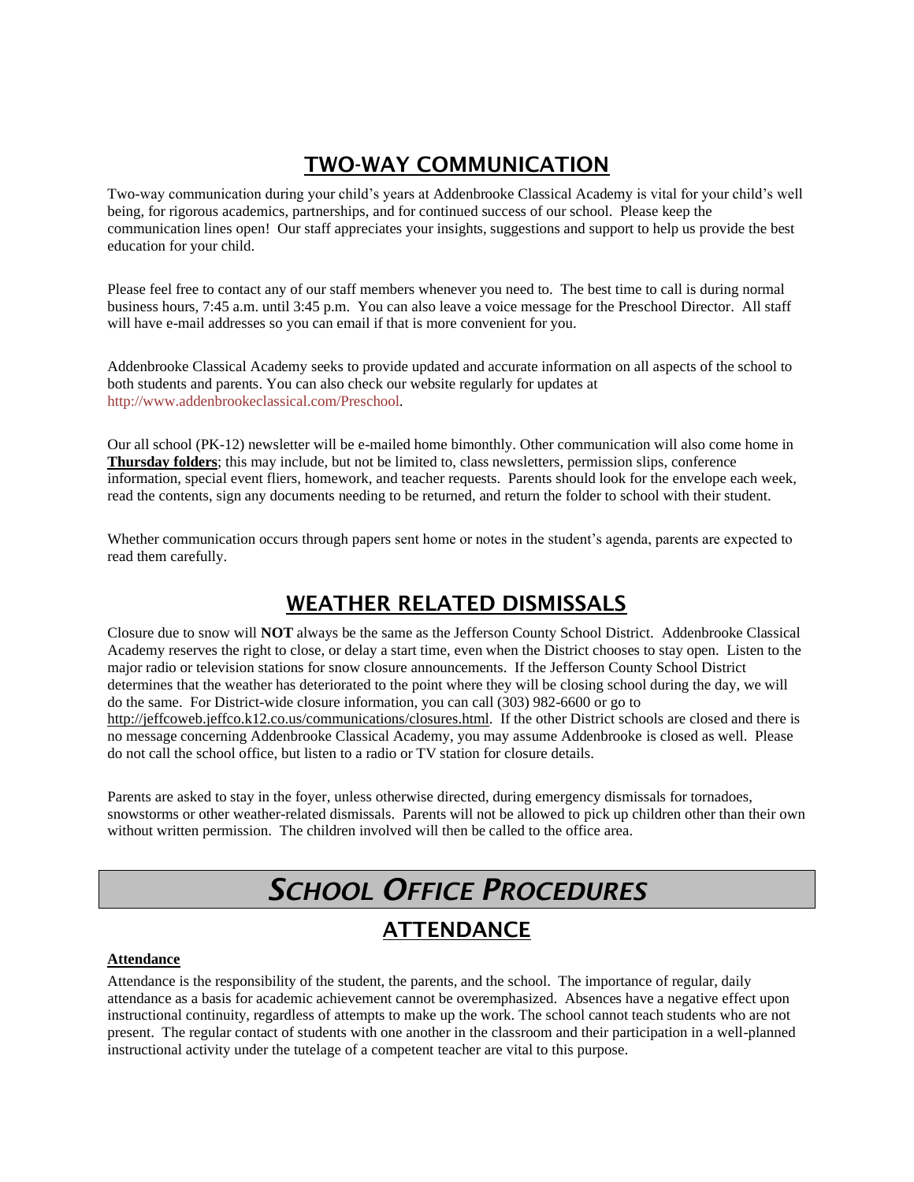## TWO-WAY COMMUNICATION

Two-way communication during your child's years at Addenbrooke Classical Academy is vital for your child's well being, for rigorous academics, partnerships, and for continued success of our school. Please keep the communication lines open! Our staff appreciates your insights, suggestions and support to help us provide the best education for your child.

Please feel free to contact any of our staff members whenever you need to. The best time to call is during normal business hours, 7:45 a.m. until 3:45 p.m. You can also leave a voice message for the Preschool Director. All staff will have e-mail addresses so you can email if that is more convenient for you.

Addenbrooke Classical Academy seeks to provide updated and accurate information on all aspects of the school to both students and parents. You can also check our website regularly for updates at http://www.addenbrookeclassical.com/Preschool.

Our all school (PK-12) newsletter will be e-mailed home bimonthly. Other communication will also come home in **Thursday folders**; this may include, but not be limited to, class newsletters, permission slips, conference information, special event fliers, homework, and teacher requests. Parents should look for the envelope each week, read the contents, sign any documents needing to be returned, and return the folder to school with their student.

Whether communication occurs through papers sent home or notes in the student's agenda, parents are expected to read them carefully.

## WEATHER RELATED DISMISSALS

Closure due to snow will **NOT** always be the same as the Jefferson County School District. Addenbrooke Classical Academy reserves the right to close, or delay a start time, even when the District chooses to stay open. Listen to the major radio or television stations for snow closure announcements. If the Jefferson County School District determines that the weather has deteriorated to the point where they will be closing school during the day, we will do the same. For District-wide closure information, you can call (303) 982-6600 or go to http://jeffcoweb.jeffco.k12.co.us/communications/closures.html. If the other District schools are closed and there is no message concerning Addenbrooke Classical Academy, you may assume Addenbrooke is closed as well. Please do not call the school office, but listen to a radio or TV station for closure details.

Parents are asked to stay in the foyer, unless otherwise directed, during emergency dismissals for tornadoes, snowstorms or other weather-related dismissals. Parents will not be allowed to pick up children other than their own without written permission. The children involved will then be called to the office area.

# *SCHOOL OFFICE PROCEDURES*

## ATTENDANCE

**Attendance**

Attendance is the responsibility of the student, the parents, and the school. The importance of regular, daily attendance as a basis for academic achievement cannot be overemphasized. Absences have a negative effect upon instructional continuity, regardless of attempts to make up the work. The school cannot teach students who are not present. The regular contact of students with one another in the classroom and their participation in a well-planned instructional activity under the tutelage of a competent teacher are vital to this purpose.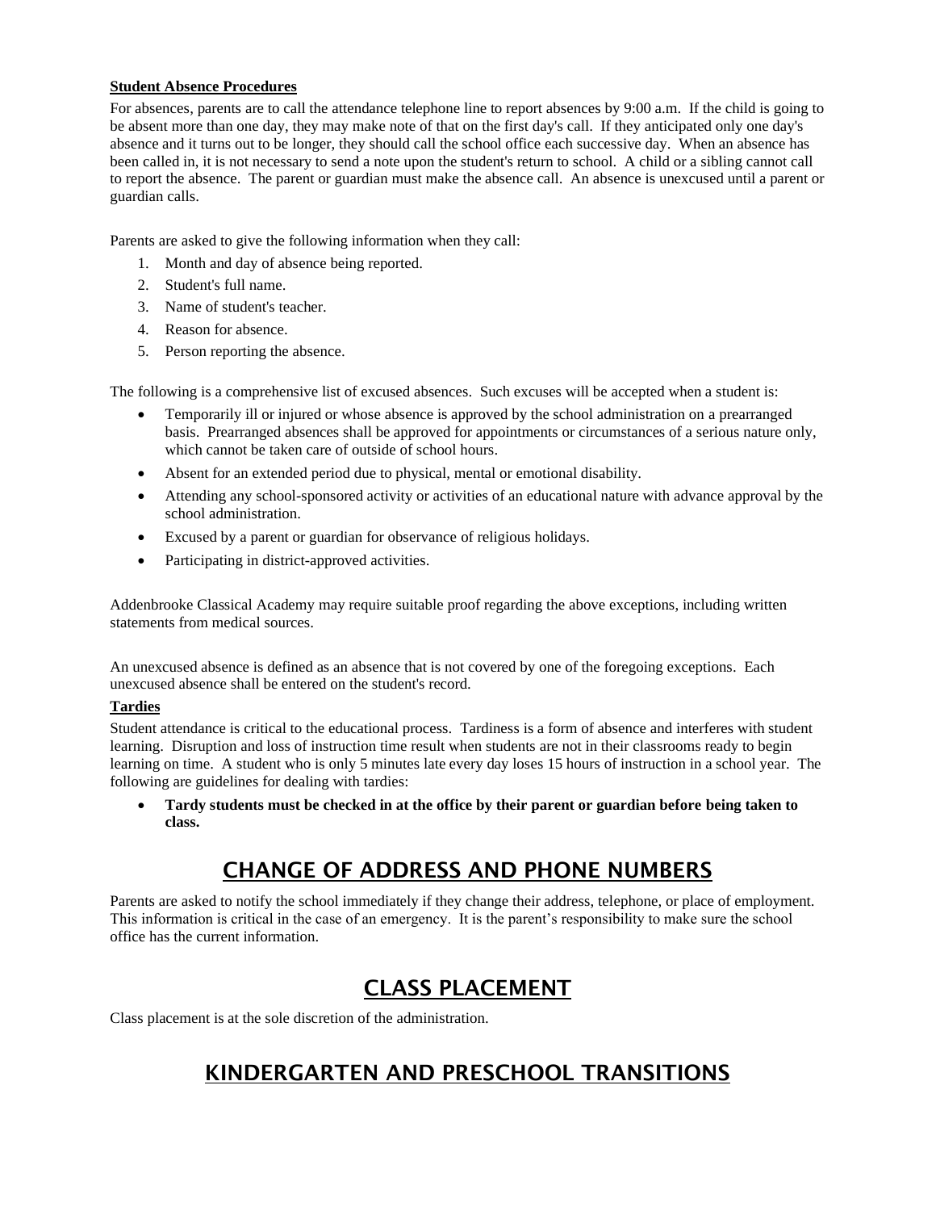**Student Absence Procedures**

For absences, parents are to call the attendance telephone line to report absences by 9:00 a.m. If the child is going to be absent more than one day, they may make note of that on the first day's call. If they anticipated only one day's absence and it turns out to be longer, they should call the school office each successive day. When an absence has been called in, it is not necessary to send a note upon the student's return to school. A child or a sibling cannot call to report the absence. The parent or guardian must make the absence call. An absence is unexcused until a parent or guardian calls.

Parents are asked to give the following information when they call:

1. Month and day of absence being reported.
2. Student's full name.
3. Name of student's teacher.
4. Reason for absence.
5. Person reporting the absence.

The following is a comprehensive list of excused absences. Such excuses will be accepted when a student is:

- Temporarily ill or injured or whose absence is approved by the school administration on a prearranged basis. Prearranged absences shall be approved for appointments or circumstances of a serious nature only, which cannot be taken care of outside of school hours.
- Absent for an extended period due to physical, mental or emotional disability.
- Attending any school-sponsored activity or activities of an educational nature with advance approval by the school administration.
- Excused by a parent or guardian for observance of religious holidays.
- Participating in district-approved activities.

Addenbrooke Classical Academy may require suitable proof regarding the above exceptions, including written statements from medical sources.

An unexcused absence is defined as an absence that is not covered by one of the foregoing exceptions. Each unexcused absence shall be entered on the student's record.

**Tardies**

Student attendance is critical to the educational process. Tardiness is a form of absence and interferes with student learning. Disruption and loss of instruction time result when students are not in their classrooms ready to begin learning on time. A student who is only 5 minutes late every day loses 15 hours of instruction in a school year. The following are guidelines for dealing with tardies:

- **Tardy students must be checked in at the office by their parent or guardian before being taken to class.**

# CHANGE OF ADDRESS AND PHONE NUMBERS

Parents are asked to notify the school immediately if they change their address, telephone, or place of employment. This information is critical in the case of an emergency. It is the parent's responsibility to make sure the school office has the current information.

# CLASS PLACEMENT

Class placement is at the sole discretion of the administration.

# KINDERGARTEN AND PRESCHOOL TRANSITIONS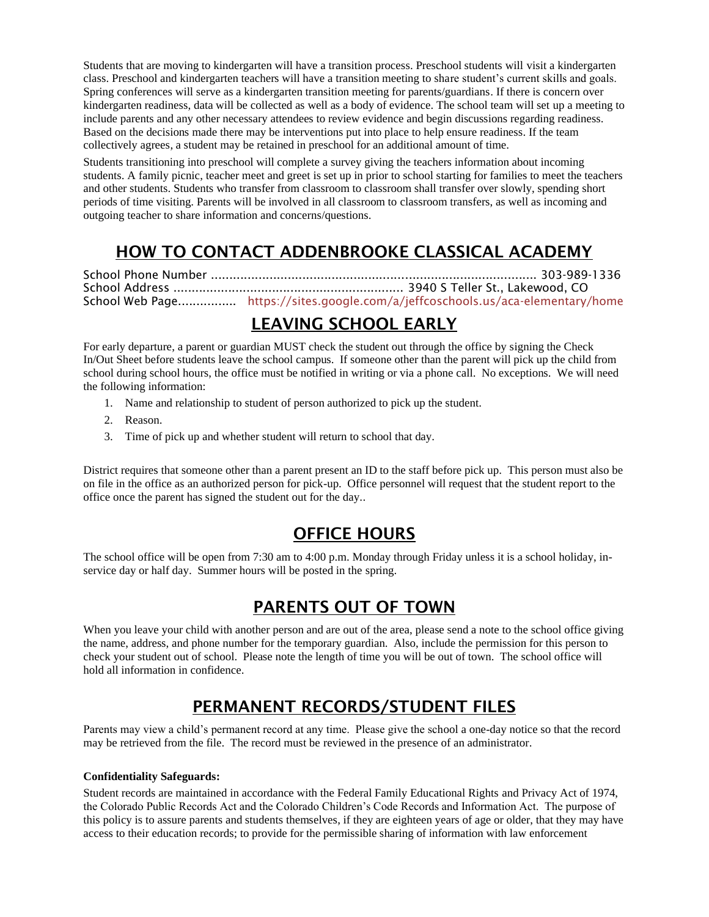Students that are moving to kindergarten will have a transition process. Preschool students will visit a kindergarten class. Preschool and kindergarten teachers will have a transition meeting to share student's current skills and goals. Spring conferences will serve as a kindergarten transition meeting for parents/guardians. If there is concern over kindergarten readiness, data will be collected as well as a body of evidence. The school team will set up a meeting to include parents and any other necessary attendees to review evidence and begin discussions regarding readiness. Based on the decisions made there may be interventions put into place to help ensure readiness. If the team collectively agrees, a student may be retained in preschool for an additional amount of time.

Students transitioning into preschool will complete a survey giving the teachers information about incoming students. A family picnic, teacher meet and greet is set up in prior to school starting for families to meet the teachers and other students. Students who transfer from classroom to classroom shall transfer over slowly, spending short periods of time visiting. Parents will be involved in all classroom to classroom transfers, as well as incoming and outgoing teacher to share information and concerns/questions.

## HOW TO CONTACT ADDENBROOKE CLASSICAL ACADEMY

School Phone Number ........................................................................................ 303-989-1336
School Address .............................................................. 3940 S Teller St., Lakewood, CO
School Web Page................ https://sites.google.com/a/jeffcoschools.us/aca-elementary/home

## LEAVING SCHOOL EARLY

For early departure, a parent or guardian MUST check the student out through the office by signing the Check In/Out Sheet before students leave the school campus. If someone other than the parent will pick up the child from school during school hours, the office must be notified in writing or via a phone call. No exceptions. We will need the following information:

1. Name and relationship to student of person authorized to pick up the student.
2. Reason.
3. Time of pick up and whether student will return to school that day.

District requires that someone other than a parent present an ID to the staff before pick up. This person must also be on file in the office as an authorized person for pick-up. Office personnel will request that the student report to the office once the parent has signed the student out for the day..

## OFFICE HOURS

The school office will be open from 7:30 am to 4:00 p.m. Monday through Friday unless it is a school holiday, in-service day or half day. Summer hours will be posted in the spring.

## PARENTS OUT OF TOWN

When you leave your child with another person and are out of the area, please send a note to the school office giving the name, address, and phone number for the temporary guardian. Also, include the permission for this person to check your student out of school. Please note the length of time you will be out of town. The school office will hold all information in confidence.

## PERMANENT RECORDS/STUDENT FILES

Parents may view a child's permanent record at any time. Please give the school a one-day notice so that the record may be retrieved from the file. The record must be reviewed in the presence of an administrator.

**Confidentiality Safeguards:**

Student records are maintained in accordance with the Federal Family Educational Rights and Privacy Act of 1974, the Colorado Public Records Act and the Colorado Children's Code Records and Information Act. The purpose of this policy is to assure parents and students themselves, if they are eighteen years of age or older, that they may have access to their education records; to provide for the permissible sharing of information with law enforcement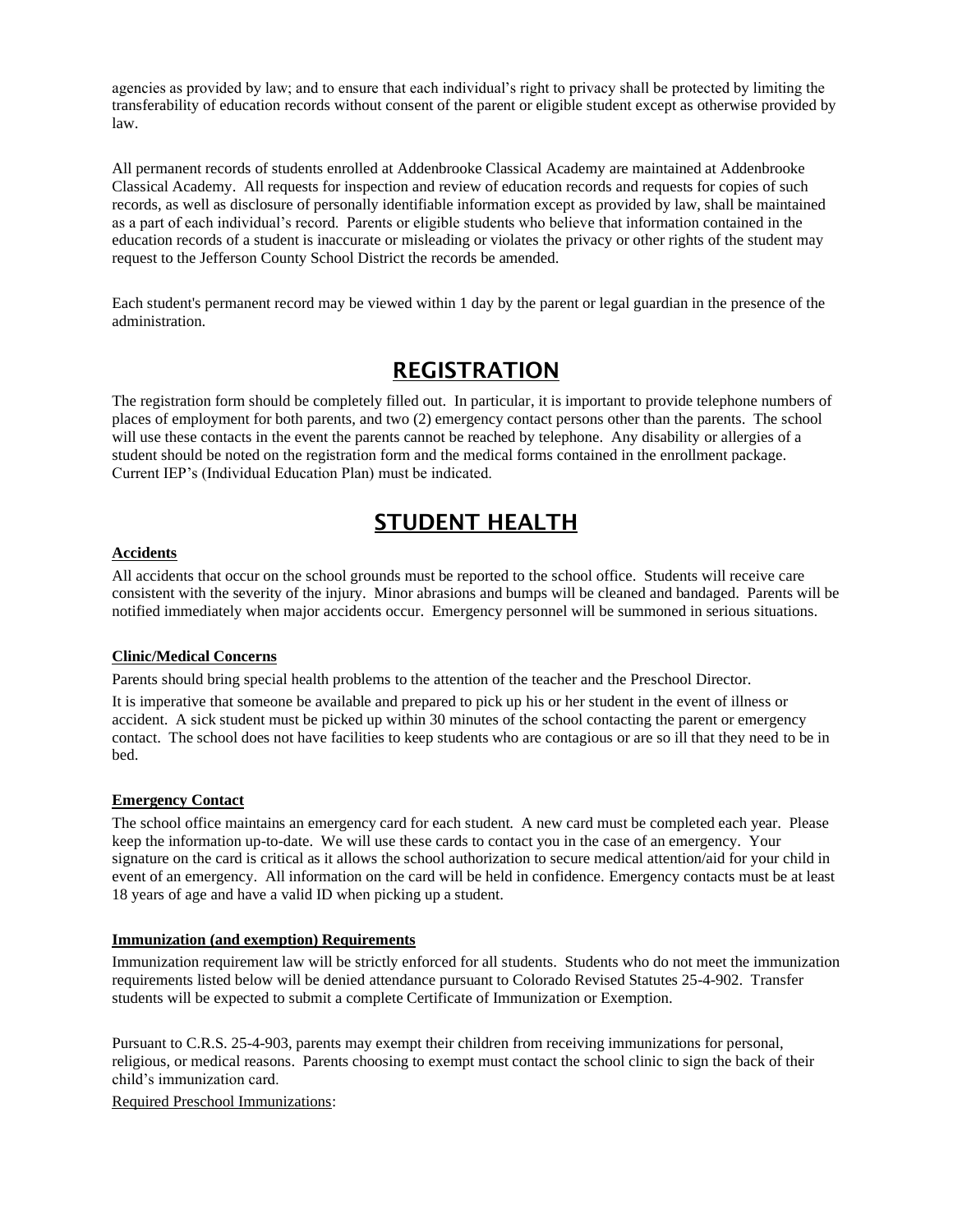agencies as provided by law; and to ensure that each individual's right to privacy shall be protected by limiting the transferability of education records without consent of the parent or eligible student except as otherwise provided by law.

All permanent records of students enrolled at Addenbrooke Classical Academy are maintained at Addenbrooke Classical Academy. All requests for inspection and review of education records and requests for copies of such records, as well as disclosure of personally identifiable information except as provided by law, shall be maintained as a part of each individual's record. Parents or eligible students who believe that information contained in the education records of a student is inaccurate or misleading or violates the privacy or other rights of the student may request to the Jefferson County School District the records be amended.

Each student's permanent record may be viewed within 1 day by the parent or legal guardian in the presence of the administration.

## REGISTRATION

The registration form should be completely filled out. In particular, it is important to provide telephone numbers of places of employment for both parents, and two (2) emergency contact persons other than the parents. The school will use these contacts in the event the parents cannot be reached by telephone. Any disability or allergies of a student should be noted on the registration form and the medical forms contained in the enrollment package. Current IEP's (Individual Education Plan) must be indicated.

## STUDENT HEALTH

### Accidents

All accidents that occur on the school grounds must be reported to the school office. Students will receive care consistent with the severity of the injury. Minor abrasions and bumps will be cleaned and bandaged. Parents will be notified immediately when major accidents occur. Emergency personnel will be summoned in serious situations.

### Clinic/Medical Concerns

Parents should bring special health problems to the attention of the teacher and the Preschool Director.

It is imperative that someone be available and prepared to pick up his or her student in the event of illness or accident. A sick student must be picked up within 30 minutes of the school contacting the parent or emergency contact. The school does not have facilities to keep students who are contagious or are so ill that they need to be in bed.

### Emergency Contact

The school office maintains an emergency card for each student. A new card must be completed each year. Please keep the information up-to-date. We will use these cards to contact you in the case of an emergency. Your signature on the card is critical as it allows the school authorization to secure medical attention/aid for your child in event of an emergency. All information on the card will be held in confidence. Emergency contacts must be at least 18 years of age and have a valid ID when picking up a student.

### Immunization (and exemption) Requirements

Immunization requirement law will be strictly enforced for all students. Students who do not meet the immunization requirements listed below will be denied attendance pursuant to Colorado Revised Statutes 25-4-902. Transfer students will be expected to submit a complete Certificate of Immunization or Exemption.

Pursuant to C.R.S. 25-4-903, parents may exempt their children from receiving immunizations for personal, religious, or medical reasons. Parents choosing to exempt must contact the school clinic to sign the back of their child's immunization card.

Required Preschool Immunizations: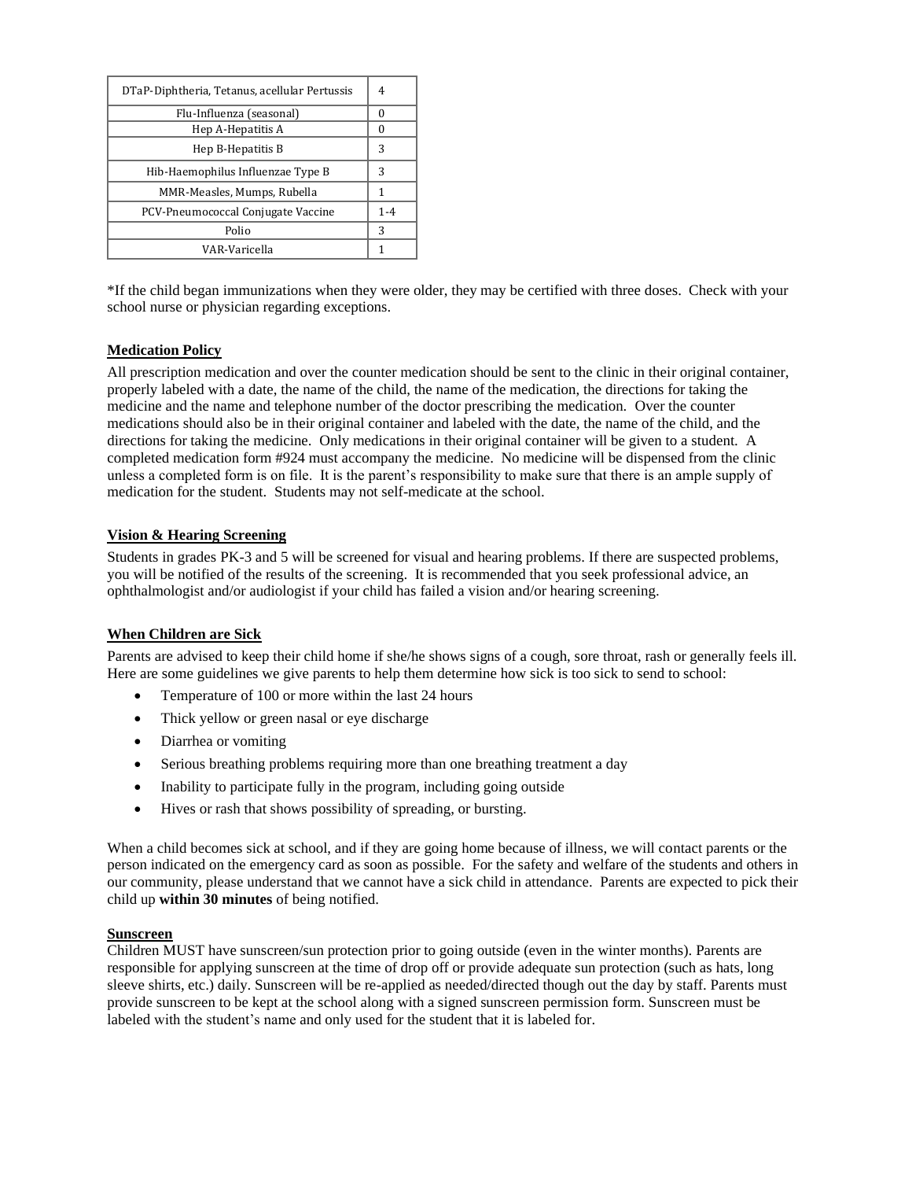| DTaP-Diphtheria, Tetanus, acellular Pertussis | 4 |
|---|---|
| Flu-Influenza (seasonal) | 0 |
| Hep A-Hepatitis A | 0 |
| Hep B-Hepatitis B | 3 |
| Hib-Haemophilus Influenzae Type B | 3 |
| MMR-Measles, Mumps, Rubella | 1 |
| PCV-Pneumococcal Conjugate Vaccine | 1-4 |
| Polio | 3 |
| VAR-Varicella | 1 |

*If the child began immunizations when they were older, they may be certified with three doses. Check with your school nurse or physician regarding exceptions.

### Medication Policy

All prescription medication and over the counter medication should be sent to the clinic in their original container, properly labeled with a date, the name of the child, the name of the medication, the directions for taking the medicine and the name and telephone number of the doctor prescribing the medication. Over the counter medications should also be in their original container and labeled with the date, the name of the child, and the directions for taking the medicine. Only medications in their original container will be given to a student. A completed medication form #924 must accompany the medicine. No medicine will be dispensed from the clinic unless a completed form is on file. It is the parent's responsibility to make sure that there is an ample supply of medication for the student. Students may not self-medicate at the school.

### Vision & Hearing Screening

Students in grades PK-3 and 5 will be screened for visual and hearing problems. If there are suspected problems, you will be notified of the results of the screening. It is recommended that you seek professional advice, an ophthalmologist and/or audiologist if your child has failed a vision and/or hearing screening.

### When Children are Sick

Parents are advised to keep their child home if she/he shows signs of a cough, sore throat, rash or generally feels ill. Here are some guidelines we give parents to help them determine how sick is too sick to send to school:

- Temperature of 100 or more within the last 24 hours
- Thick yellow or green nasal or eye discharge
- Diarrhea or vomiting
- Serious breathing problems requiring more than one breathing treatment a day
- Inability to participate fully in the program, including going outside
- Hives or rash that shows possibility of spreading, or bursting.

When a child becomes sick at school, and if they are going home because of illness, we will contact parents or the person indicated on the emergency card as soon as possible. For the safety and welfare of the students and others in our community, please understand that we cannot have a sick child in attendance. Parents are expected to pick their child up **within 30 minutes** of being notified.

### Sunscreen

Children MUST have sunscreen/sun protection prior to going outside (even in the winter months). Parents are responsible for applying sunscreen at the time of drop off or provide adequate sun protection (such as hats, long sleeve shirts, etc.) daily. Sunscreen will be re-applied as needed/directed though out the day by staff. Parents must provide sunscreen to be kept at the school along with a signed sunscreen permission form. Sunscreen must be labeled with the student's name and only used for the student that it is labeled for.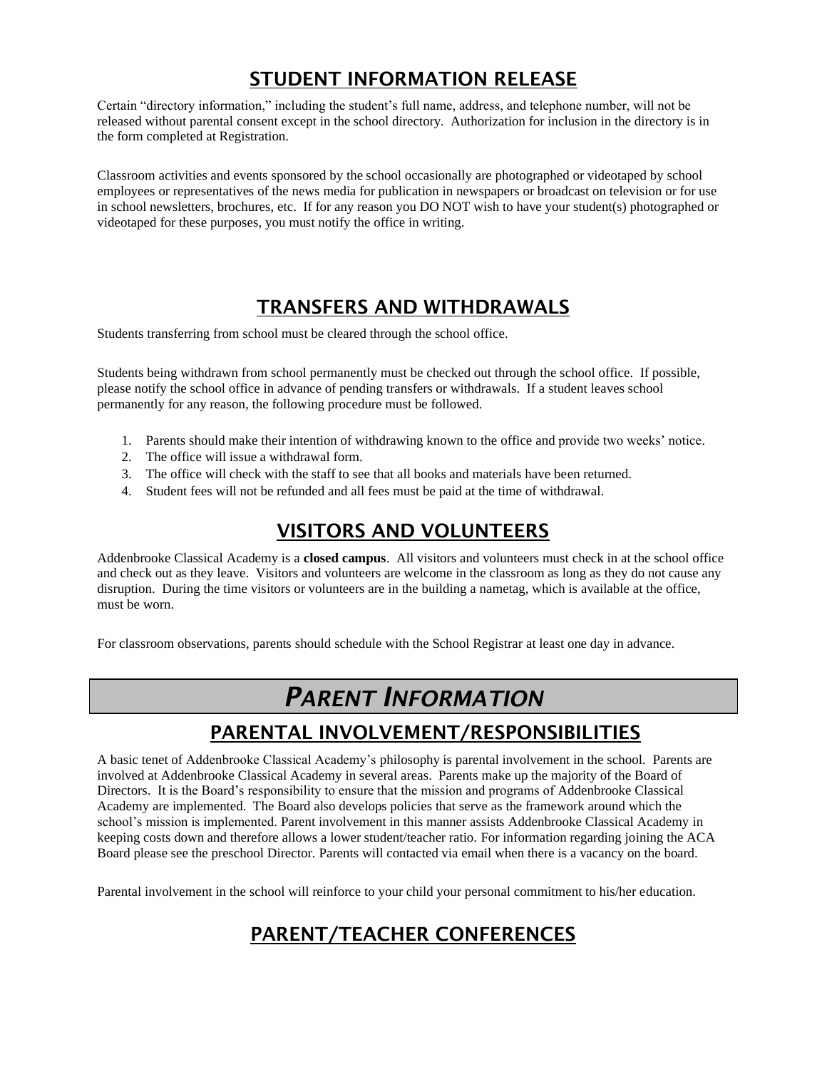## STUDENT INFORMATION RELEASE

Certain "directory information," including the student's full name, address, and telephone number, will not be released without parental consent except in the school directory. Authorization for inclusion in the directory is in the form completed at Registration.

Classroom activities and events sponsored by the school occasionally are photographed or videotaped by school employees or representatives of the news media for publication in newspapers or broadcast on television or for use in school newsletters, brochures, etc. If for any reason you DO NOT wish to have your student(s) photographed or videotaped for these purposes, you must notify the office in writing.

## TRANSFERS AND WITHDRAWALS

Students transferring from school must be cleared through the school office.

Students being withdrawn from school permanently must be checked out through the school office. If possible, please notify the school office in advance of pending transfers or withdrawals. If a student leaves school permanently for any reason, the following procedure must be followed.

1. Parents should make their intention of withdrawing known to the office and provide two weeks' notice.
2. The office will issue a withdrawal form.
3. The office will check with the staff to see that all books and materials have been returned.
4. Student fees will not be refunded and all fees must be paid at the time of withdrawal.

## VISITORS AND VOLUNTEERS

Addenbrooke Classical Academy is a **closed campus**. All visitors and volunteers must check in at the school office and check out as they leave. Visitors and volunteers are welcome in the classroom as long as they do not cause any disruption. During the time visitors or volunteers are in the building a nametag, which is available at the office, must be worn.

For classroom observations, parents should schedule with the School Registrar at least one day in advance.

# *PARENT INFORMATION*

## PARENTAL INVOLVEMENT/RESPONSIBILITIES

A basic tenet of Addenbrooke Classical Academy's philosophy is parental involvement in the school. Parents are involved at Addenbrooke Classical Academy in several areas. Parents make up the majority of the Board of Directors. It is the Board's responsibility to ensure that the mission and programs of Addenbrooke Classical Academy are implemented. The Board also develops policies that serve as the framework around which the school's mission is implemented. Parent involvement in this manner assists Addenbrooke Classical Academy in keeping costs down and therefore allows a lower student/teacher ratio. For information regarding joining the ACA Board please see the preschool Director. Parents will contacted via email when there is a vacancy on the board.

Parental involvement in the school will reinforce to your child your personal commitment to his/her education.

## PARENT/TEACHER CONFERENCES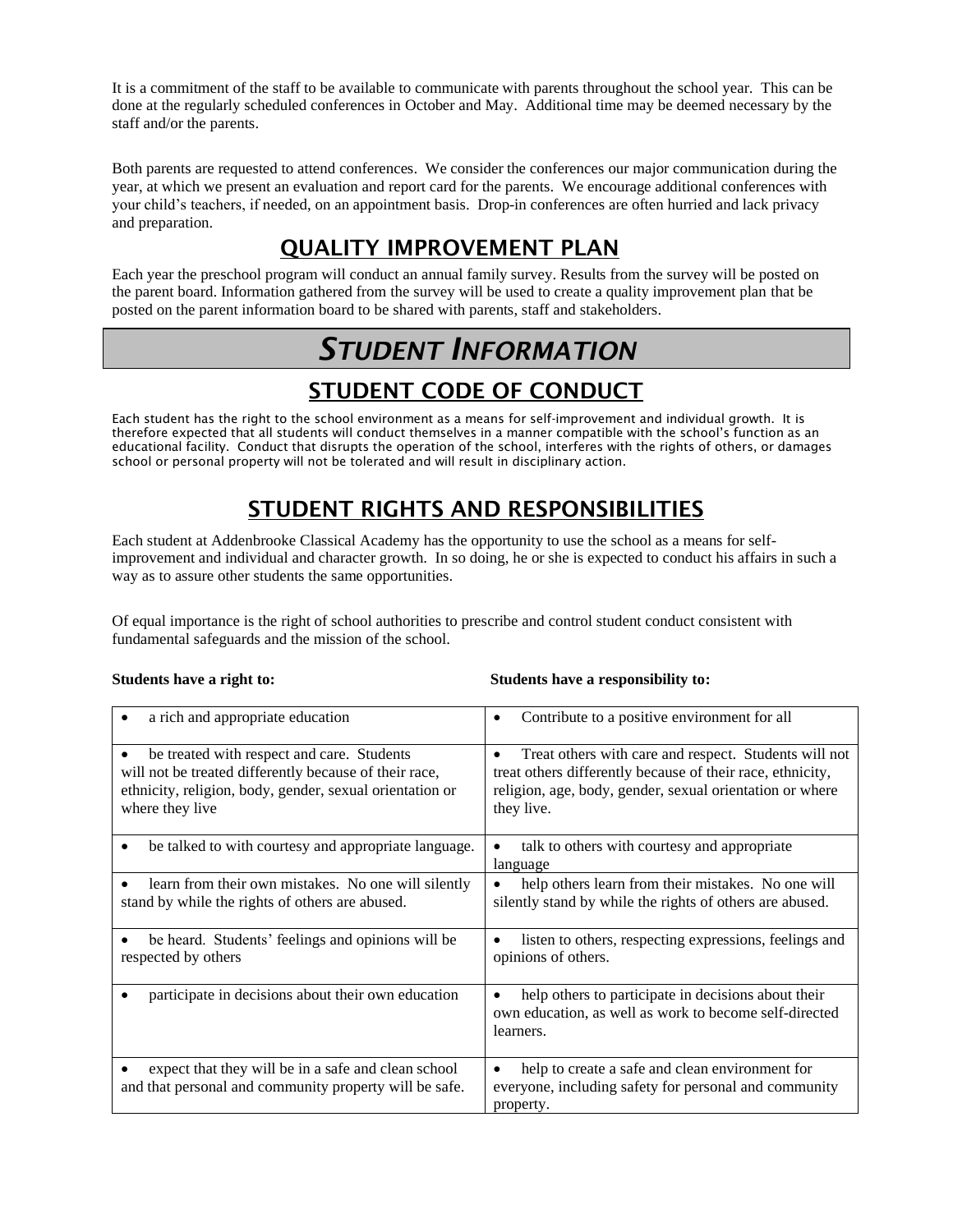It is a commitment of the staff to be available to communicate with parents throughout the school year. This can be done at the regularly scheduled conferences in October and May. Additional time may be deemed necessary by the staff and/or the parents.

Both parents are requested to attend conferences. We consider the conferences our major communication during the year, at which we present an evaluation and report card for the parents. We encourage additional conferences with your child's teachers, if needed, on an appointment basis. Drop-in conferences are often hurried and lack privacy and preparation.

## QUALITY IMPROVEMENT PLAN

Each year the preschool program will conduct an annual family survey. Results from the survey will be posted on the parent board. Information gathered from the survey will be used to create a quality improvement plan that be posted on the parent information board to be shared with parents, staff and stakeholders.

# *STUDENT INFORMATION*

## STUDENT CODE OF CONDUCT

Each student has the right to the school environment as a means for self-improvement and individual growth. It is therefore expected that all students will conduct themselves in a manner compatible with the school's function as an educational facility. Conduct that disrupts the operation of the school, interferes with the rights of others, or damages school or personal property will not be tolerated and will result in disciplinary action.

## STUDENT RIGHTS AND RESPONSIBILITIES

Each student at Addenbrooke Classical Academy has the opportunity to use the school as a means for self-improvement and individual and character growth. In so doing, he or she is expected to conduct his affairs in such a way as to assure other students the same opportunities.

Of equal importance is the right of school authorities to prescribe and control student conduct consistent with fundamental safeguards and the mission of the school.

| **Students have a right to:** | **Students have a responsibility to:** |
|---|---|
| • a rich and appropriate education | • Contribute to a positive environment for all |
| • be treated with respect and care. Students will not be treated differently because of their race, ethnicity, religion, body, gender, sexual orientation or where they live | • Treat others with care and respect. Students will not treat others differently because of their race, ethnicity, religion, age, body, gender, sexual orientation or where they live. |
| • be talked to with courtesy and appropriate language. | • talk to others with courtesy and appropriate language |
| • learn from their own mistakes. No one will silently stand by while the rights of others are abused. | • help others learn from their mistakes. No one will silently stand by while the rights of others are abused. |
| • be heard. Students' feelings and opinions will be respected by others | • listen to others, respecting expressions, feelings and opinions of others. |
| • participate in decisions about their own education | • help others to participate in decisions about their own education, as well as work to become self-directed learners. |
| • expect that they will be in a safe and clean school and that personal and community property will be safe. | • help to create a safe and clean environment for everyone, including safety for personal and community property. |